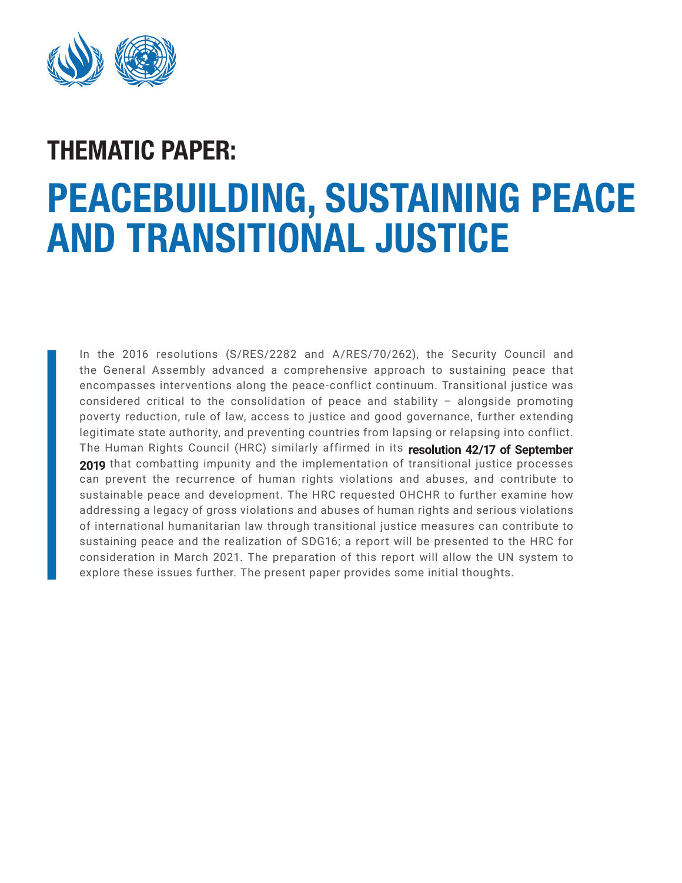# THEMATIC PAPER:

# PEACEBUILDING, SUSTAINING PEACE AND TRANSITIONAL JUSTICE

In the 2016 resolutions (S/RES/2282 and A/RES/70/262), the Security Council and the General Assembly advanced a comprehensive approach to sustaining peace that encompasses interventions along the peace-conflict continuum. Transitional justice was considered critical to the consolidation of peace and stability – alongside promoting poverty reduction, rule of law, access to justice and good governance, further extending legitimate state authority, and preventing countries from lapsing or relapsing into conflict. The Human Rights Council (HRC) similarly affirmed in its **resolution 42/17 of September 2019** that combatting impunity and the implementation of transitional justice processes can prevent the recurrence of human rights violations and abuses, and contribute to sustainable peace and development. The HRC requested OHCHR to further examine how addressing a legacy of gross violations and abuses of human rights and serious violations of international humanitarian law through transitional justice measures can contribute to sustaining peace and the realization of SDG16; a report will be presented to the HRC for consideration in March 2021. The preparation of this report will allow the UN system to explore these issues further. The present paper provides some initial thoughts.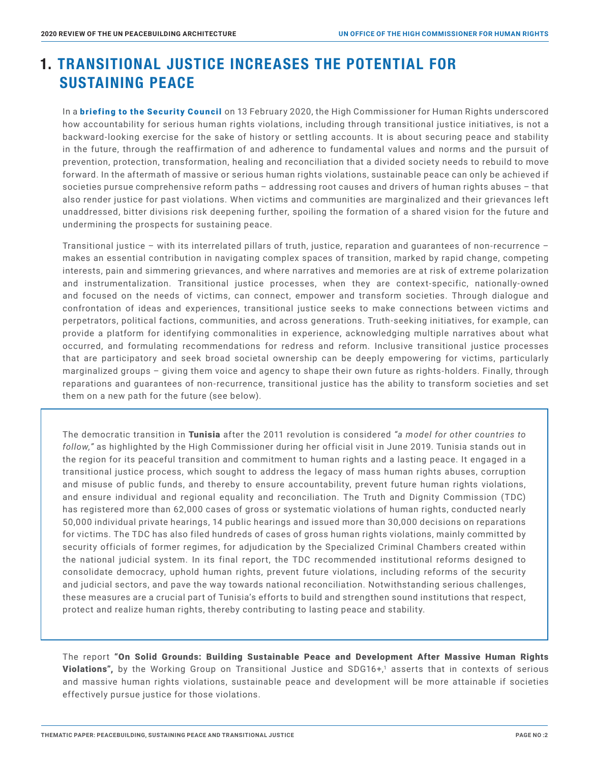# 1. TRANSITIONAL JUSTICE INCREASES THE POTENTIAL FOR SUSTAINING PEACE

In a **briefing to the Security Council** on 13 February 2020, the High Commissioner for Human Rights underscored how accountability for serious human rights violations, including through transitional justice initiatives, is not a backward-looking exercise for the sake of history or settling accounts. It is about securing peace and stability in the future, through the reaffirmation of and adherence to fundamental values and norms and the pursuit of prevention, protection, transformation, healing and reconciliation that a divided society needs to rebuild to move forward. In the aftermath of massive or serious human rights violations, sustainable peace can only be achieved if societies pursue comprehensive reform paths – addressing root causes and drivers of human rights abuses – that also render justice for past violations. When victims and communities are marginalized and their grievances left unaddressed, bitter divisions risk deepening further, spoiling the formation of a shared vision for the future and undermining the prospects for sustaining peace.

Transitional justice – with its interrelated pillars of truth, justice, reparation and guarantees of non-recurrence – makes an essential contribution in navigating complex spaces of transition, marked by rapid change, competing interests, pain and simmering grievances, and where narratives and memories are at risk of extreme polarization and instrumentalization. Transitional justice processes, when they are context-specific, nationally-owned and focused on the needs of victims, can connect, empower and transform societies. Through dialogue and confrontation of ideas and experiences, transitional justice seeks to make connections between victims and perpetrators, political factions, communities, and across generations. Truth-seeking initiatives, for example, can provide a platform for identifying commonalities in experience, acknowledging multiple narratives about what occurred, and formulating recommendations for redress and reform. Inclusive transitional justice processes that are participatory and seek broad societal ownership can be deeply empowering for victims, particularly marginalized groups – giving them voice and agency to shape their own future as rights-holders. Finally, through reparations and guarantees of non-recurrence, transitional justice has the ability to transform societies and set them on a new path for the future (see below).

> The democratic transition in **Tunisia** after the 2011 revolution is considered *"a model for other countries to follow,"* as highlighted by the High Commissioner during her official visit in June 2019. Tunisia stands out in the region for its peaceful transition and commitment to human rights and a lasting peace. It engaged in a transitional justice process, which sought to address the legacy of mass human rights abuses, corruption and misuse of public funds, and thereby to ensure accountability, prevent future human rights violations, and ensure individual and regional equality and reconciliation. The Truth and Dignity Commission (TDC) has registered more than 62,000 cases of gross or systematic violations of human rights, conducted nearly 50,000 individual private hearings, 14 public hearings and issued more than 30,000 decisions on reparations for victims. The TDC has also filed hundreds of cases of gross human rights violations, mainly committed by security officials of former regimes, for adjudication by the Specialized Criminal Chambers created within the national judicial system. In its final report, the TDC recommended institutional reforms designed to consolidate democracy, uphold human rights, prevent future violations, including reforms of the security and judicial sectors, and pave the way towards national reconciliation. Notwithstanding serious challenges, these measures are a crucial part of Tunisia's efforts to build and strengthen sound institutions that respect, protect and realize human rights, thereby contributing to lasting peace and stability.

The report **"On Solid Grounds: Building Sustainable Peace and Development After Massive Human Rights Violations",** by the Working Group on Transitional Justice and SDG16+,[1] asserts that in contexts of serious and massive human rights violations, sustainable peace and development will be more attainable if societies effectively pursue justice for those violations.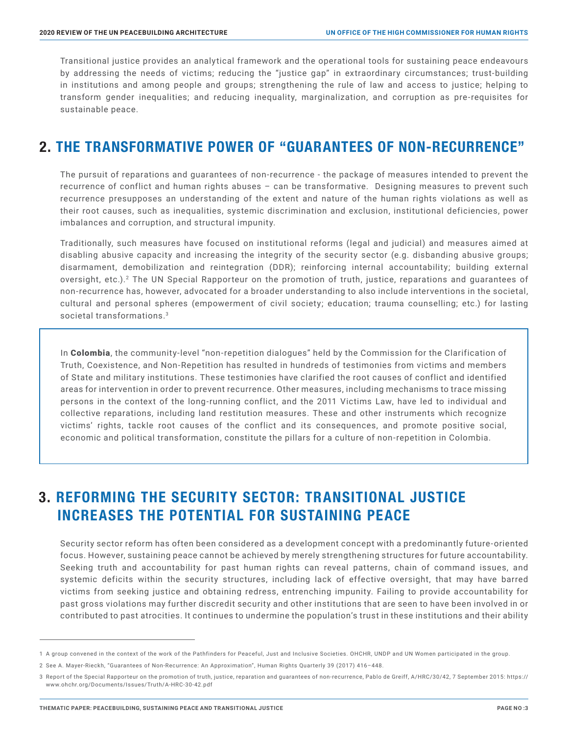Transitional justice provides an analytical framework and the operational tools for sustaining peace endeavours by addressing the needs of victims; reducing the "justice gap" in extraordinary circumstances; trust-building in institutions and among people and groups; strengthening the rule of law and access to justice; helping to transform gender inequalities; and reducing inequality, marginalization, and corruption as pre-requisites for sustainable peace.

## 2. THE TRANSFORMATIVE POWER OF "GUARANTEES OF NON-RECURRENCE"

The pursuit of reparations and guarantees of non-recurrence - the package of measures intended to prevent the recurrence of conflict and human rights abuses – can be transformative. Designing measures to prevent such recurrence presupposes an understanding of the extent and nature of the human rights violations as well as their root causes, such as inequalities, systemic discrimination and exclusion, institutional deficiencies, power imbalances and corruption, and structural impunity.

Traditionally, such measures have focused on institutional reforms (legal and judicial) and measures aimed at disabling abusive capacity and increasing the integrity of the security sector (e.g. disbanding abusive groups; disarmament, demobilization and reintegration (DDR); reinforcing internal accountability; building external oversight, etc.).[2] The UN Special Rapporteur on the promotion of truth, justice, reparations and guarantees of non-recurrence has, however, advocated for a broader understanding to also include interventions in the societal, cultural and personal spheres (empowerment of civil society; education; trauma counselling; etc.) for lasting societal transformations.[3]

In **Colombia**, the community-level "non-repetition dialogues" held by the Commission for the Clarification of Truth, Coexistence, and Non-Repetition has resulted in hundreds of testimonies from victims and members of State and military institutions. These testimonies have clarified the root causes of conflict and identified areas for intervention in order to prevent recurrence. Other measures, including mechanisms to trace missing persons in the context of the long-running conflict, and the 2011 Victims Law, have led to individual and collective reparations, including land restitution measures. These and other instruments which recognize victims' rights, tackle root causes of the conflict and its consequences, and promote positive social, economic and political transformation, constitute the pillars for a culture of non-repetition in Colombia.

## 3. REFORMING THE SECURITY SECTOR: TRANSITIONAL JUSTICE INCREASES THE POTENTIAL FOR SUSTAINING PEACE

Security sector reform has often been considered as a development concept with a predominantly future-oriented focus. However, sustaining peace cannot be achieved by merely strengthening structures for future accountability. Seeking truth and accountability for past human rights can reveal patterns, chain of command issues, and systemic deficits within the security structures, including lack of effective oversight, that may have barred victims from seeking justice and obtaining redress, entrenching impunity. Failing to provide accountability for past gross violations may further discredit security and other institutions that are seen to have been involved in or contributed to past atrocities. It continues to undermine the population's trust in these institutions and their ability

---

1 A group convened in the context of the work of the Pathfinders for Peaceful, Just and Inclusive Societies. OHCHR, UNDP and UN Women participated in the group.

2 See A. Mayer-Rieckh, "Guarantees of Non-Recurrence: An Approximation", Human Rights Quarterly 39 (2017) 416–448.

3 Report of the Special Rapporteur on the promotion of truth, justice, reparation and guarantees of non-recurrence, Pablo de Greiff, A/HRC/30/42, 7 September 2015: https://www.ohchr.org/Documents/Issues/Truth/A-HRC-30-42.pdf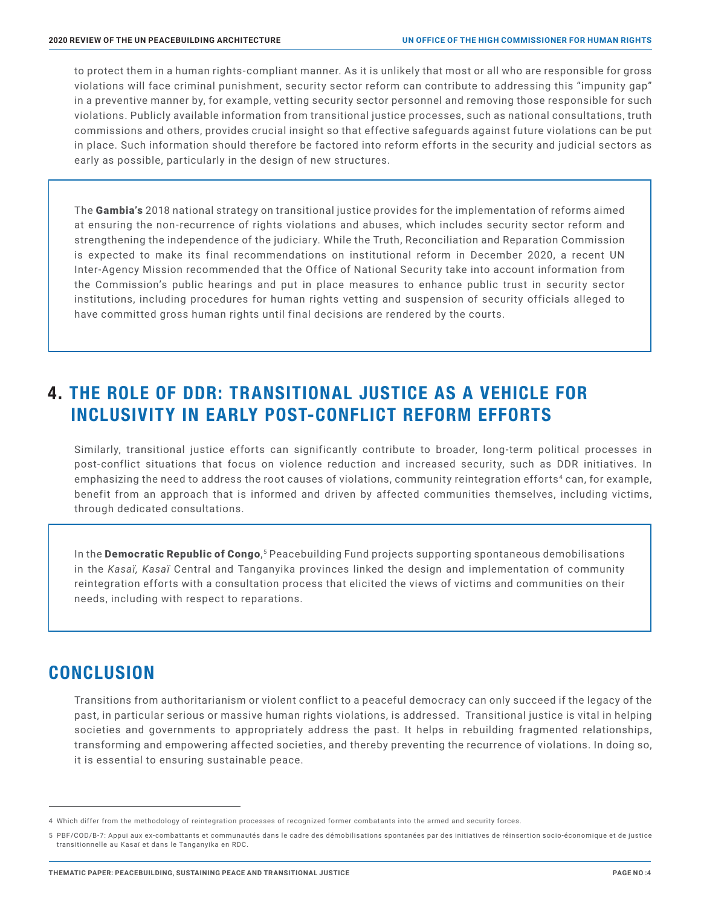to protect them in a human rights-compliant manner. As it is unlikely that most or all who are responsible for gross violations will face criminal punishment, security sector reform can contribute to addressing this "impunity gap" in a preventive manner by, for example, vetting security sector personnel and removing those responsible for such violations. Publicly available information from transitional justice processes, such as national consultations, truth commissions and others, provides crucial insight so that effective safeguards against future violations can be put in place. Such information should therefore be factored into reform efforts in the security and judicial sectors as early as possible, particularly in the design of new structures.

> The **Gambia's** 2018 national strategy on transitional justice provides for the implementation of reforms aimed at ensuring the non-recurrence of rights violations and abuses, which includes security sector reform and strengthening the independence of the judiciary. While the Truth, Reconciliation and Reparation Commission is expected to make its final recommendations on institutional reform in December 2020, a recent UN Inter-Agency Mission recommended that the Office of National Security take into account information from the Commission's public hearings and put in place measures to enhance public trust in security sector institutions, including procedures for human rights vetting and suspension of security officials alleged to have committed gross human rights until final decisions are rendered by the courts.

## 4. THE ROLE OF DDR: TRANSITIONAL JUSTICE AS A VEHICLE FOR INCLUSIVITY IN EARLY POST-CONFLICT REFORM EFFORTS

Similarly, transitional justice efforts can significantly contribute to broader, long-term political processes in post-conflict situations that focus on violence reduction and increased security, such as DDR initiatives. In emphasizing the need to address the root causes of violations, community reintegration efforts[4] can, for example, benefit from an approach that is informed and driven by affected communities themselves, including victims, through dedicated consultations.

> In the **Democratic Republic of Congo**,[5] Peacebuilding Fund projects supporting spontaneous demobilisations in the *Kasaï, Kasaï* Central and Tanganyika provinces linked the design and implementation of community reintegration efforts with a consultation process that elicited the views of victims and communities on their needs, including with respect to reparations.

## CONCLUSION

Transitions from authoritarianism or violent conflict to a peaceful democracy can only succeed if the legacy of the past, in particular serious or massive human rights violations, is addressed. Transitional justice is vital in helping societies and governments to appropriately address the past. It helps in rebuilding fragmented relationships, transforming and empowering affected societies, and thereby preventing the recurrence of violations. In doing so, it is essential to ensuring sustainable peace.

---

4 Which differ from the methodology of reintegration processes of recognized former combatants into the armed and security forces.

5 PBF/COD/B-7: Appui aux ex-combattants et communautés dans le cadre des démobilisations spontanées par des initiatives de réinsertion socio-économique et de justice transitionnelle au Kasaï et dans le Tanganyika en RDC.